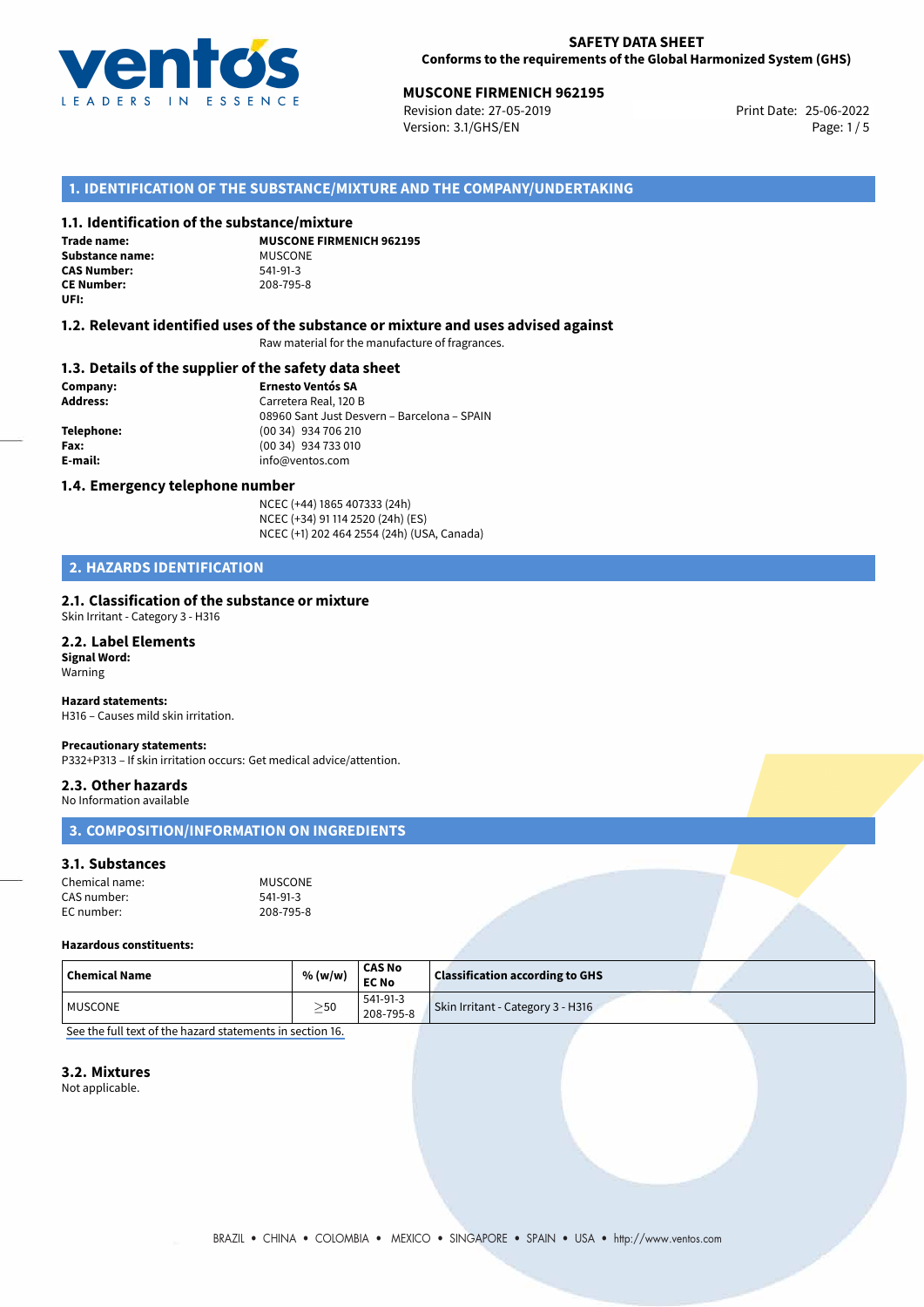**SAFETY DATA SHEET**
**Conforms to the requirements of the Global Harmonized System (GHS)**

**MUSCONE FIRMENICH 962195**
Revision date: 27-05-2019
Version: 3.1/GHS/EN
Print Date: 25-06-2022

## 1. IDENTIFICATION OF THE SUBSTANCE/MIXTURE AND THE COMPANY/UNDERTAKING

### 1.1. Identification of the substance/mixture

**Trade name:** **MUSCONE FIRMENICH 962195**
**Substance name:** MUSCONE
**CAS Number:** 541-91-3
**CE Number:** 208-795-8
**UFI:**

### 1.2. Relevant identified uses of the substance or mixture and uses advised against

Raw material for the manufacture of fragrances.

### 1.3. Details of the supplier of the safety data sheet

**Company:** **Ernesto Ventós SA**
**Address:** Carretera Real, 120 B
08960 Sant Just Desvern – Barcelona – SPAIN
**Telephone:** (00 34) 934 706 210
**Fax:** (00 34) 934 733 010
**E-mail:** info@ventos.com

### 1.4. Emergency telephone number

NCEC (+44) 1865 407333 (24h)
NCEC (+34) 91 114 2520 (24h) (ES)
NCEC (+1) 202 464 2554 (24h) (USA, Canada)

## 2. HAZARDS IDENTIFICATION

### 2.1. Classification of the substance or mixture

Skin Irritant - Category 3 - H316

### 2.2. Label Elements

**Signal Word:**
Warning

**Hazard statements:**
H316 – Causes mild skin irritation.

**Precautionary statements:**
P332+P313 – If skin irritation occurs: Get medical advice/attention.

### 2.3. Other hazards

No Information available

## 3. COMPOSITION/INFORMATION ON INGREDIENTS

### 3.1. Substances

Chemical name: MUSCONE
CAS number: 541-91-3
EC number: 208-795-8

**Hazardous constituents:**

| Chemical Name | % (w/w) | CAS No EC No | Classification according to GHS |
|---|---|---|---|
| MUSCONE | ≥50 | 541-91-3 208-795-8 | Skin Irritant - Category 3 - H316 |

See the full text of the hazard statements in section 16.

### 3.2. Mixtures

Not applicable.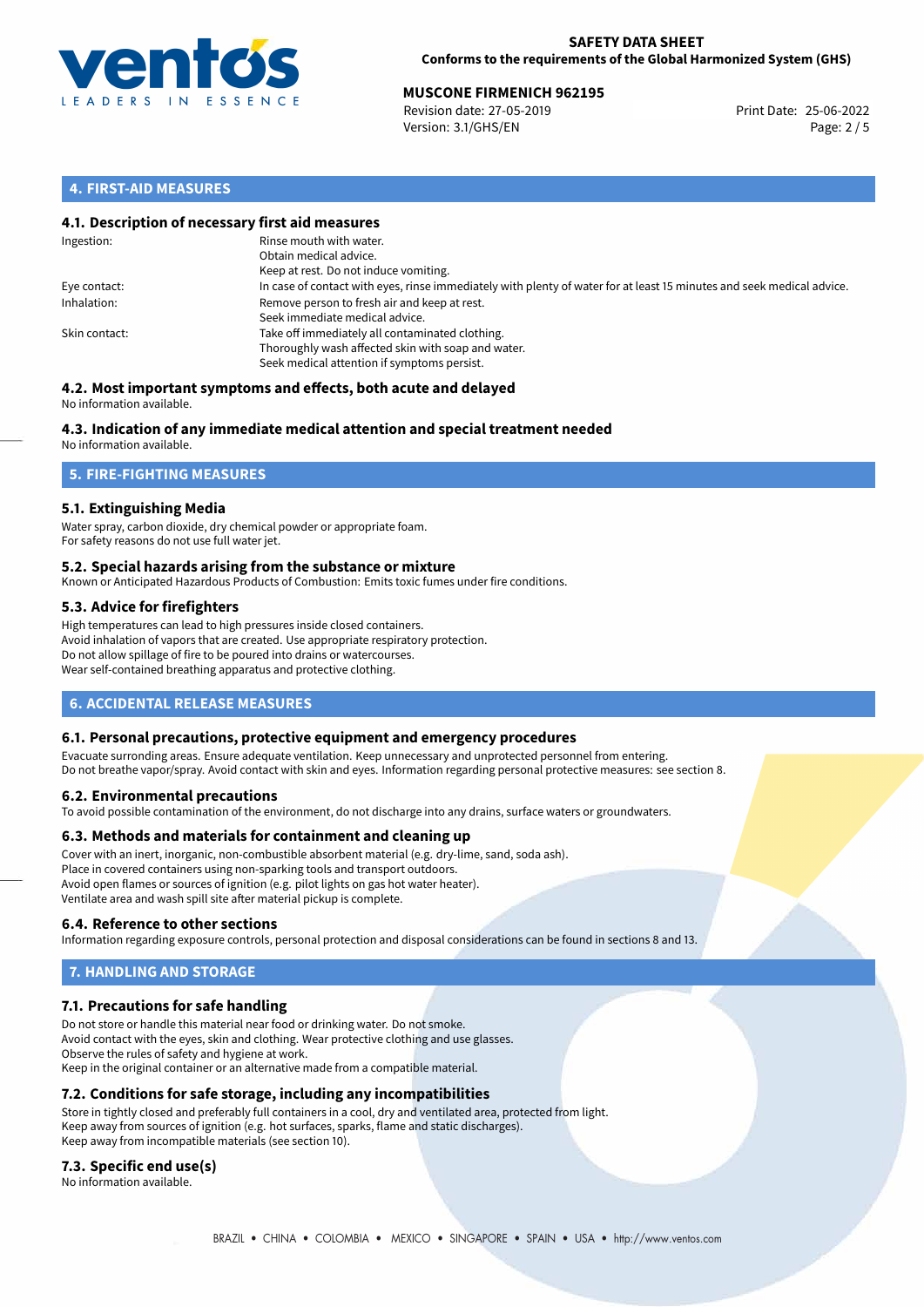## 4. FIRST-AID MEASURES

### 4.1. Description of necessary first aid measures

| | |
|---|---|
| Ingestion: | Rinse mouth with water.<br>Obtain medical advice.<br>Keep at rest. Do not induce vomiting. |
| Eye contact: | In case of contact with eyes, rinse immediately with plenty of water for at least 15 minutes and seek medical advice. |
| Inhalation: | Remove person to fresh air and keep at rest.<br>Seek immediate medical advice. |
| Skin contact: | Take off immediately all contaminated clothing.<br>Thoroughly wash affected skin with soap and water.<br>Seek medical attention if symptoms persist. |

### 4.2. Most important symptoms and effects, both acute and delayed

No information available.

### 4.3. Indication of any immediate medical attention and special treatment needed

No information available.

## 5. FIRE-FIGHTING MEASURES

### 5.1. Extinguishing Media

Water spray, carbon dioxide, dry chemical powder or appropriate foam.
For safety reasons do not use full water jet.

### 5.2. Special hazards arising from the substance or mixture

Known or Anticipated Hazardous Products of Combustion: Emits toxic fumes under fire conditions.

### 5.3. Advice for firefighters

High temperatures can lead to high pressures inside closed containers.
Avoid inhalation of vapors that are created. Use appropriate respiratory protection.
Do not allow spillage of fire to be poured into drains or watercourses.
Wear self-contained breathing apparatus and protective clothing.

## 6. ACCIDENTAL RELEASE MEASURES

### 6.1. Personal precautions, protective equipment and emergency procedures

Evacuate surronding areas. Ensure adequate ventilation. Keep unnecessary and unprotected personnel from entering.
Do not breathe vapor/spray. Avoid contact with skin and eyes. Information regarding personal protective measures: see section 8.

### 6.2. Environmental precautions

To avoid possible contamination of the environment, do not discharge into any drains, surface waters or groundwaters.

### 6.3. Methods and materials for containment and cleaning up

Cover with an inert, inorganic, non-combustible absorbent material (e.g. dry-lime, sand, soda ash).
Place in covered containers using non-sparking tools and transport outdoors.
Avoid open flames or sources of ignition (e.g. pilot lights on gas hot water heater).
Ventilate area and wash spill site after material pickup is complete.

### 6.4. Reference to other sections

Information regarding exposure controls, personal protection and disposal considerations can be found in sections 8 and 13.

## 7. HANDLING AND STORAGE

### 7.1. Precautions for safe handling

Do not store or handle this material near food or drinking water. Do not smoke.
Avoid contact with the eyes, skin and clothing. Wear protective clothing and use glasses.
Observe the rules of safety and hygiene at work.
Keep in the original container or an alternative made from a compatible material.

### 7.2. Conditions for safe storage, including any incompatibilities

Store in tightly closed and preferably full containers in a cool, dry and ventilated area, protected from light.
Keep away from sources of ignition (e.g. hot surfaces, sparks, flame and static discharges).
Keep away from incompatible materials (see section 10).

### 7.3. Specific end use(s)

No information available.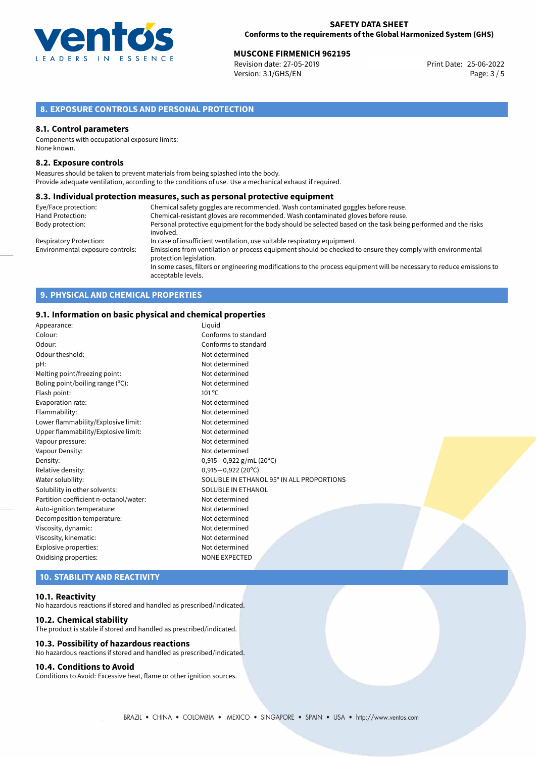## 8. EXPOSURE CONTROLS AND PERSONAL PROTECTION

### 8.1. Control parameters

Components with occupational exposure limits:
None known.

### 8.2. Exposure controls

Measures should be taken to prevent materials from being splashed into the body.
Provide adequate ventilation, according to the conditions of use. Use a mechanical exhaust if required.

### 8.3. Individual protection measures, such as personal protective equipment

| | |
|---|---|
| Eye/Face protection: | Chemical safety goggles are recommended. Wash contaminated goggles before reuse. |
| Hand Protection: | Chemical-resistant gloves are recommended. Wash contaminated gloves before reuse. |
| Body protection: | Personal protective equipment for the body should be selected based on the task being performed and the risks involved. |
| Respiratory Protection: | In case of insufficient ventilation, use suitable respiratory equipment. |
| Environmental exposure controls: | Emissions from ventilation or process equipment should be checked to ensure they comply with environmental protection legislation. In some cases, filters or engineering modifications to the process equipment will be necessary to reduce emissions to acceptable levels. |

## 9. PHYSICAL AND CHEMICAL PROPERTIES

### 9.1. Information on basic physical and chemical properties

| | |
|---|---|
| Appearance: | Liquid |
| Colour: | Conforms to standard |
| Odour: | Conforms to standard |
| Odour theshold: | Not determined |
| pH: | Not determined |
| Melting point/freezing point: | Not determined |
| Boling point/boiling range (°C): | Not determined |
| Flash point: | 101 °C |
| Evaporation rate: | Not determined |
| Flammability: | Not determined |
| Lower flammability/Explosive limit: | Not determined |
| Upper flammability/Explosive limit: | Not determined |
| Vapour pressure: | Not determined |
| Vapour Density: | Not determined |
| Density: | 0,915−0,922 g/mL (20°C) |
| Relative density: | 0,915−0,922 (20°C) |
| Water solubility: | SOLUBLE IN ETHANOL 95° IN ALL PROPORTIONS |
| Solubility in other solvents: | SOLUBLE IN ETHANOL |
| Partition coefficient n-octanol/water: | Not determined |
| Auto-ignition temperature: | Not determined |
| Decomposition temperature: | Not determined |
| Viscosity, dynamic: | Not determined |
| Viscosity, kinematic: | Not determined |
| Explosive properties: | Not determined |
| Oxidising properties: | NONE EXPECTED |

## 10. STABILITY AND REACTIVITY

### 10.1. Reactivity

No hazardous reactions if stored and handled as prescribed/indicated.

### 10.2. Chemical stability

The product is stable if stored and handled as prescribed/indicated.

### 10.3. Possibility of hazardous reactions

No hazardous reactions if stored and handled as prescribed/indicated.

### 10.4. Conditions to Avoid

Conditions to Avoid: Excessive heat, flame or other ignition sources.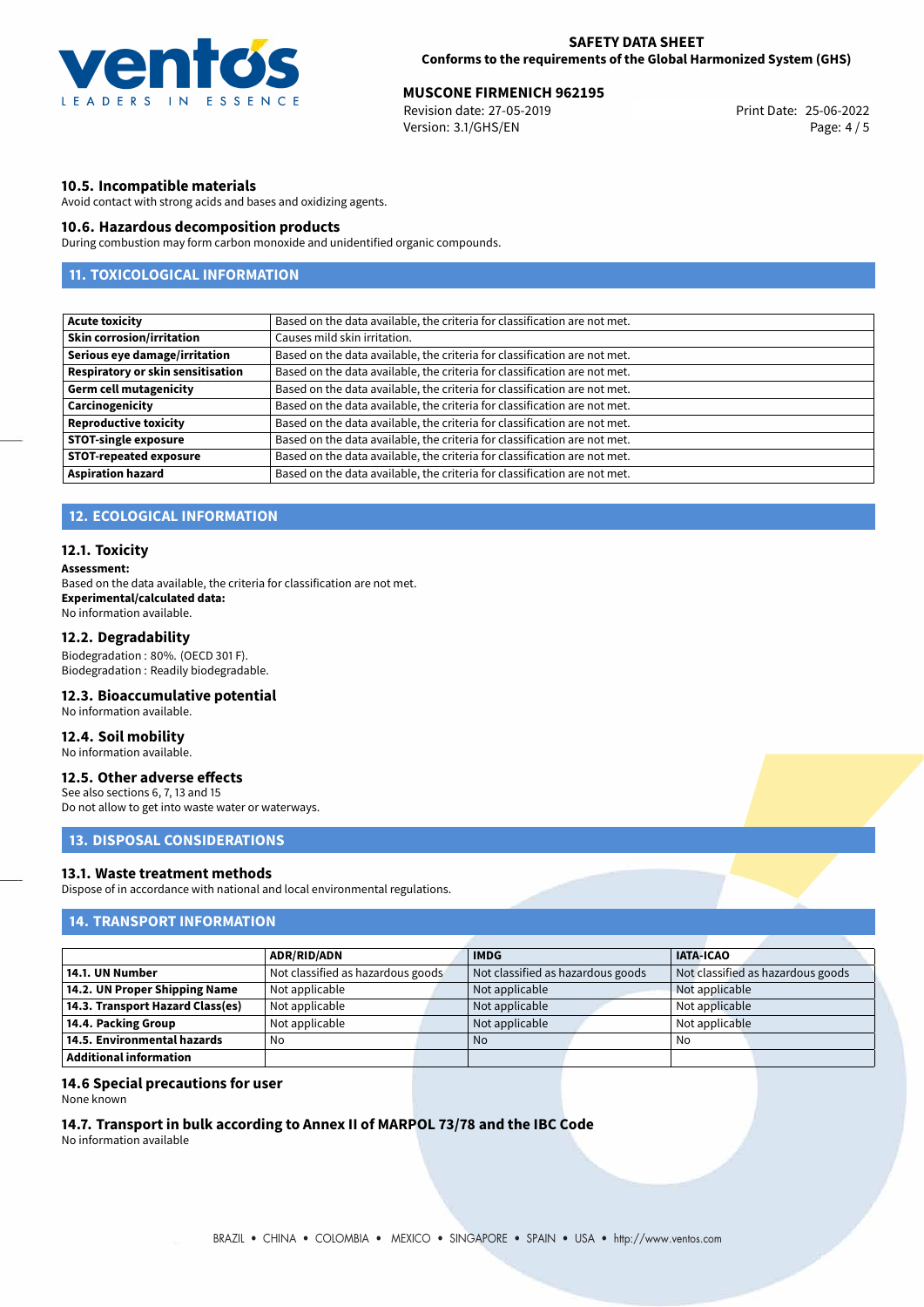### 10.5. Incompatible materials

Avoid contact with strong acids and bases and oxidizing agents.

### 10.6. Hazardous decomposition products

During combustion may form carbon monoxide and unidentified organic compounds.

## 11. TOXICOLOGICAL INFORMATION

| | |
|---|---|
| **Acute toxicity** | Based on the data available, the criteria for classification are not met. |
| **Skin corrosion/irritation** | Causes mild skin irritation. |
| **Serious eye damage/irritation** | Based on the data available, the criteria for classification are not met. |
| **Respiratory or skin sensitisation** | Based on the data available, the criteria for classification are not met. |
| **Germ cell mutagenicity** | Based on the data available, the criteria for classification are not met. |
| **Carcinogenicity** | Based on the data available, the criteria for classification are not met. |
| **Reproductive toxicity** | Based on the data available, the criteria for classification are not met. |
| **STOT-single exposure** | Based on the data available, the criteria for classification are not met. |
| **STOT-repeated exposure** | Based on the data available, the criteria for classification are not met. |
| **Aspiration hazard** | Based on the data available, the criteria for classification are not met. |

## 12. ECOLOGICAL INFORMATION

### 12.1. Toxicity

**Assessment:**
Based on the data available, the criteria for classification are not met.
**Experimental/calculated data:**
No information available.

### 12.2. Degradability

Biodegradation : 80%. (OECD 301 F).
Biodegradation : Readily biodegradable.

### 12.3. Bioaccumulative potential

No information available.

### 12.4. Soil mobility

No information available.

### 12.5. Other adverse effects

See also sections 6, 7, 13 and 15
Do not allow to get into waste water or waterways.

## 13. DISPOSAL CONSIDERATIONS

### 13.1. Waste treatment methods

Dispose of in accordance with national and local environmental regulations.

## 14. TRANSPORT INFORMATION

| | ADR/RID/ADN | IMDG | IATA-ICAO |
|---|---|---|---|
| **14.1. UN Number** | Not classified as hazardous goods | Not classified as hazardous goods | Not classified as hazardous goods |
| **14.2. UN Proper Shipping Name** | Not applicable | Not applicable | Not applicable |
| **14.3. Transport Hazard Class(es)** | Not applicable | Not applicable | Not applicable |
| **14.4. Packing Group** | Not applicable | Not applicable | Not applicable |
| **14.5. Environmental hazards** | No | No | No |
| **Additional information** | | | |

### 14.6 Special precautions for user

None known

### 14.7. Transport in bulk according to Annex II of MARPOL 73/78 and the IBC Code

No information available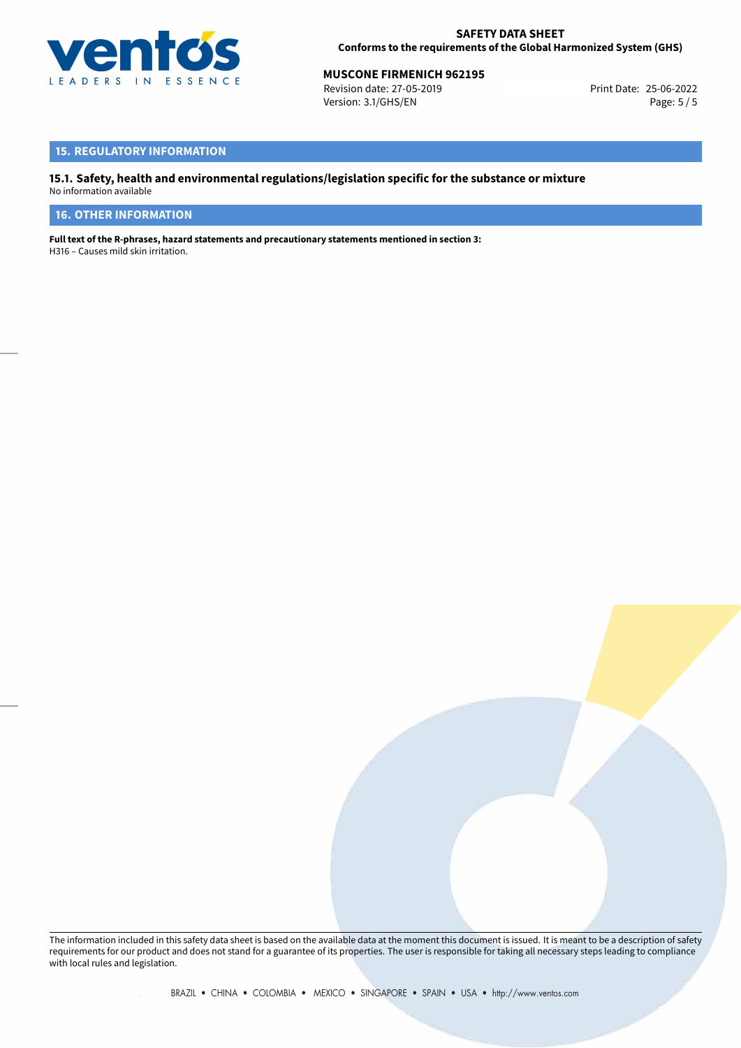## 15. REGULATORY INFORMATION

### 15.1. Safety, health and environmental regulations/legislation specific for the substance or mixture

No information available

## 16. OTHER INFORMATION

**Full text of the R-phrases, hazard statements and precautionary statements mentioned in section 3:**

H316 – Causes mild skin irritation.

The information included in this safety data sheet is based on the available data at the moment this document is issued. It is meant to be a description of safety requirements for our product and does not stand for a guarantee of its properties. The user is responsible for taking all necessary steps leading to compliance with local rules and legislation.